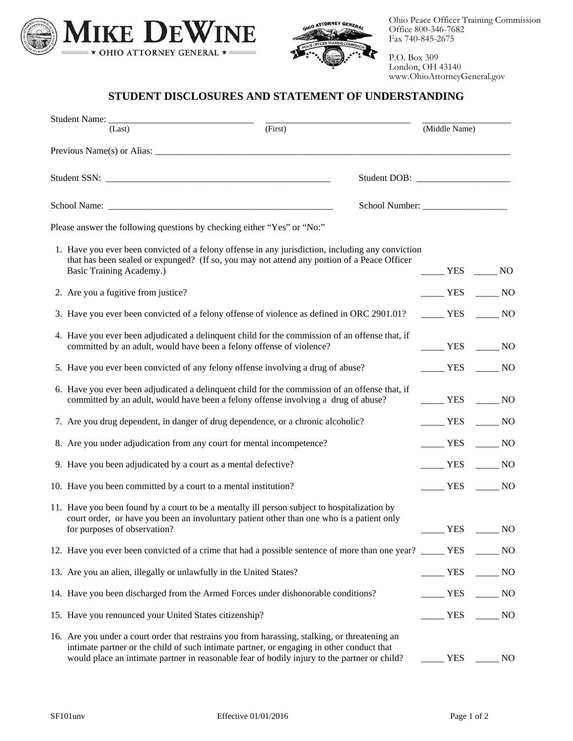Ohio Peace Officer Training Commission
Office 800-346-7682
Fax 740-845-2675

P.O. Box 309
London, OH 43140
www.OhioAttorneyGeneral.gov

# STUDENT DISCLOSURES AND STATEMENT OF UNDERSTANDING

Student Name: ______________________________ ______________________________ ___________________
(Last) (First) (Middle Name)

Previous Name(s) or Alias: ______________________________________________________________________________

Student SSN: ________________________________________________ Student DOB: ____________________

School Name: ________________________________________________ School Number: __________________

Please answer the following questions by checking either "Yes" or "No:"

1. Have you ever been convicted of a felony offense in any jurisdiction, including any conviction that has been sealed or expunged? (If so, you may not attend any portion of a Peace Officer Basic Training Academy.) _____ YES _____ NO

2. Are you a fugitive from justice? _____ YES _____ NO

3. Have you ever been convicted of a felony offense of violence as defined in ORC 2901.01? _____ YES _____ NO

4. Have you ever been adjudicated a delinquent child for the commission of an offense that, if committed by an adult, would have been a felony offense of violence? _____ YES _____ NO

5. Have you ever been convicted of any felony offense involving a drug of abuse? _____ YES _____ NO

6. Have you ever been adjudicated a delinquent child for the commission of an offense that, if committed by an adult, would have been a felony offense involving a drug of abuse? _____ YES _____ NO

7. Are you drug dependent, in danger of drug dependence, or a chronic alcoholic? _____ YES _____ NO

8. Are you under adjudication from any court for mental incompetence? _____ YES _____ NO

9. Have you been adjudicated by a court as a mental defective? _____ YES _____ NO

10. Have you been committed by a court to a mental institution? _____ YES _____ NO

11. Have you been found by a court to be a mentally ill person subject to hospitalization by court order, or have you been an involuntary patient other than one who is a patient only for purposes of observation? _____ YES _____ NO

12. Have you ever been convicted of a crime that had a possible sentence of more than one year? _____ YES _____ NO

13. Are you an alien, illegally or unlawfully in the United States? _____ YES _____ NO

14. Have you been discharged from the Armed Forces under dishonorable conditions? _____ YES _____ NO

15. Have you renounced your United States citizenship? _____ YES _____ NO

16. Are you under a court order that restrains you from harassing, stalking, or threatening an intimate partner or the child of such intimate partner, or engaging in other conduct that would place an intimate partner in reasonable fear of bodily injury to the partner or child? _____ YES _____ NO

SF101unv Effective 01/01/2016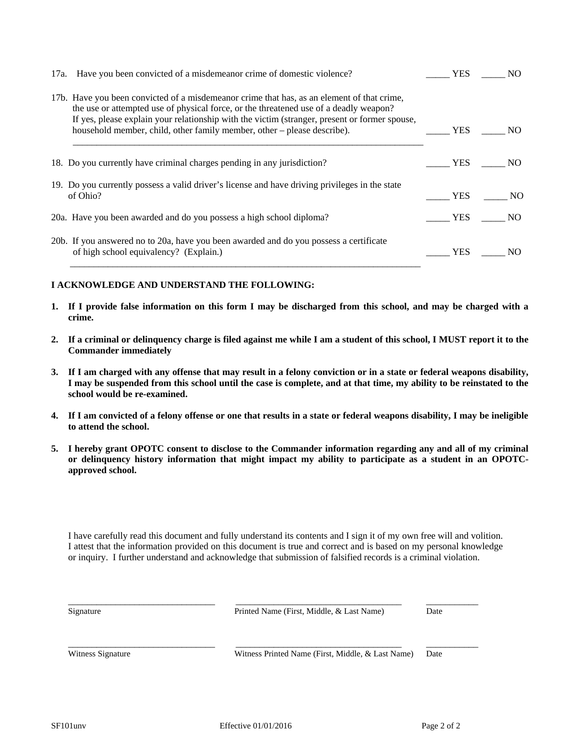17a. Have you been convicted of a misdemeanor crime of domestic violence? _____ YES _____ NO

17b. Have you been convicted of a misdemeanor crime that has, as an element of that crime, the use or attempted use of physical force, or the threatened use of a deadly weapon? If yes, please explain your relationship with the victim (stranger, present or former spouse, household member, child, other family member, other – please describe). _____ YES _____ NO

_______________________________________________________________________________

18. Do you currently have criminal charges pending in any jurisdiction? _____ YES _____ NO

19. Do you currently possess a valid driver's license and have driving privileges in the state of Ohio? _____ YES _____ NO

20a. Have you been awarded and do you possess a high school diploma? _____ YES _____ NO

20b. If you answered no to 20a, have you been awarded and do you possess a certificate of high school equivalency? (Explain.) _____ YES _____ NO

_______________________________________________________________________________

**I ACKNOWLEDGE AND UNDERSTAND THE FOLLOWING:**

1. **If I provide false information on this form I may be discharged from this school, and may be charged with a crime.**
2. **If a criminal or delinquency charge is filed against me while I am a student of this school, I MUST report it to the Commander immediately**
3. **If I am charged with any offense that may result in a felony conviction or in a state or federal weapons disability, I may be suspended from this school until the case is complete, and at that time, my ability to be reinstated to the school would be re-examined.**
4. **If I am convicted of a felony offense or one that results in a state or federal weapons disability, I may be ineligible to attend the school.**
5. **I hereby grant OPOTC consent to disclose to the Commander information regarding any and all of my criminal or delinquency history information that might impact my ability to participate as a student in an OPOTC-approved school.**

I have carefully read this document and fully understand its contents and I sign it of my own free will and volition. I attest that the information provided on this document is true and correct and is based on my personal knowledge or inquiry. I further understand and acknowledge that submission of falsified records is a criminal violation.

_________________________________ _____________________________________ ____________
Signature Printed Name (First, Middle, & Last Name) Date

_________________________________ _____________________________________ ____________
Witness Signature Witness Printed Name (First, Middle, & Last Name) Date

SF101unv Effective 01/01/2016